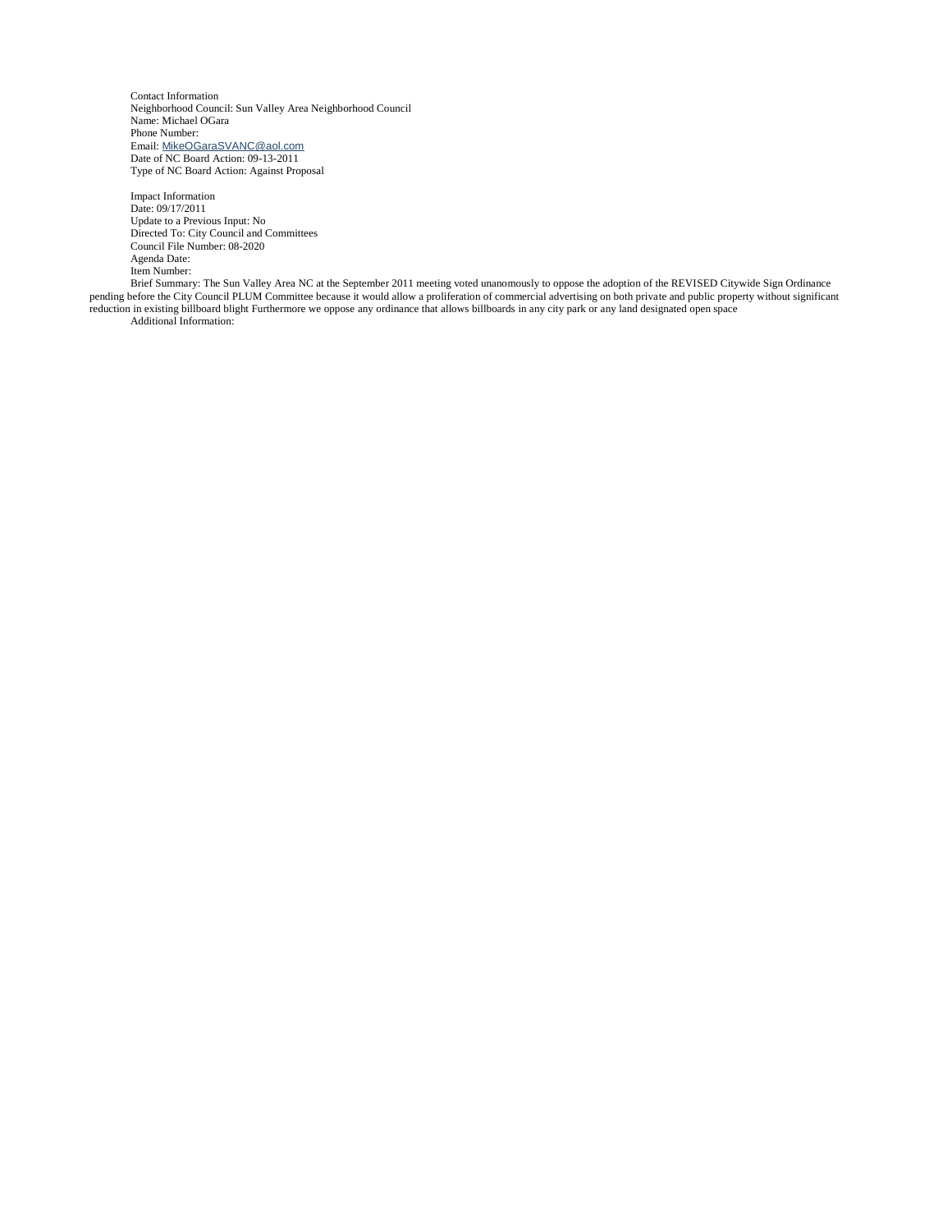Contact Information
Neighborhood Council: Sun Valley Area Neighborhood Council
Name: Michael OGara
Phone Number:
Email: MikeOGaraSVANC@aol.com
Date of NC Board Action: 09-13-2011
Type of NC Board Action: Against Proposal

Impact Information
Date: 09/17/2011
Update to a Previous Input: No
Directed To: City Council and Committees
Council File Number: 08-2020
Agenda Date:
Item Number:
Brief Summary: The Sun Valley Area NC at the September 2011 meeting voted unanomously to oppose the adoption of the REVISED Citywide Sign Ordinance pending before the City Council PLUM Committee because it would allow a proliferation of commercial advertising on both private and public property without significant reduction in existing billboard blight Furthermore we oppose any ordinance that allows billboards in any city park or any land designated open space
Additional Information: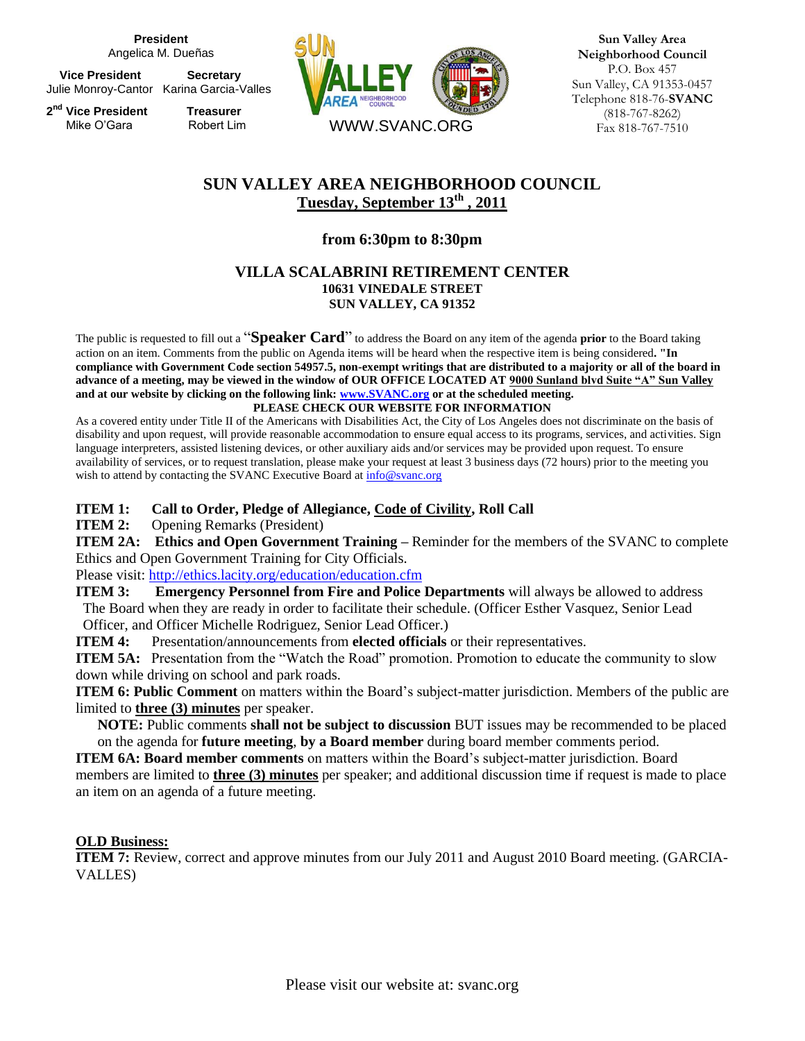**President**
Angelica M. Dueñas

**Vice President**
Julie Monroy-Cantor

**Secretary**
Karina Garcia-Valles

**2nd Vice President**
Mike O'Gara

**Treasurer**
Robert Lim

WWW.SVANC.ORG

**Sun Valley Area Neighborhood Council**
P.O. Box 457
Sun Valley, CA 91353-0457
Telephone 818-76-**SVANC**
(818-767-8262)
Fax 818-767-7510

# SUN VALLEY AREA NEIGHBORHOOD COUNCIL

## Tuesday, September 13th , 2011

### from 6:30pm to 8:30pm

### VILLA SCALABRINI RETIREMENT CENTER

**10631 VINEDALE STREET**
**SUN VALLEY, CA 91352**

The public is requested to fill out a "**Speaker Card**" to address the Board on any item of the agenda **prior** to the Board taking action on an item. Comments from the public on Agenda items will be heard when the respective item is being considered**. "In compliance with Government Code section 54957.5, non-exempt writings that are distributed to a majority or all of the board in advance of a meeting, may be viewed in the window of OUR OFFICE LOCATED AT 9000 Sunland blvd Suite "A" Sun Valley and at our website by clicking on the following link: [www.SVANC.org](http://www.SVANC.org) or at the scheduled meeting.**

**PLEASE CHECK OUR WEBSITE FOR INFORMATION**

As a covered entity under Title II of the Americans with Disabilities Act, the City of Los Angeles does not discriminate on the basis of disability and upon request, will provide reasonable accommodation to ensure equal access to its programs, services, and activities. Sign language interpreters, assisted listening devices, or other auxiliary aids and/or services may be provided upon request. To ensure availability of services, or to request translation, please make your request at least 3 business days (72 hours) prior to the meeting you wish to attend by contacting the SVANC Executive Board at info@svanc.org

**ITEM 1: Call to Order, Pledge of Allegiance, Code of Civility, Roll Call**

**ITEM 2:** Opening Remarks (President)

**ITEM 2A: Ethics and Open Government Training** – Reminder for the members of the SVANC to complete Ethics and Open Government Training for City Officials.
Please visit: http://ethics.lacity.org/education/education.cfm

**ITEM 3: Emergency Personnel from Fire and Police Departments** will always be allowed to address The Board when they are ready in order to facilitate their schedule. (Officer Esther Vasquez, Senior Lead Officer, and Officer Michelle Rodriguez, Senior Lead Officer.)

**ITEM 4:** Presentation/announcements from **elected officials** or their representatives.

**ITEM 5A:** Presentation from the "Watch the Road" promotion. Promotion to educate the community to slow down while driving on school and park roads.

**ITEM 6: Public Comment** on matters within the Board's subject-matter jurisdiction. Members of the public are limited to **three (3) minutes** per speaker.

**NOTE:** Public comments **shall not be subject to discussion** BUT issues may be recommended to be placed on the agenda for **future meeting**, **by a Board member** during board member comments period.

**ITEM 6A: Board member comments** on matters within the Board's subject-matter jurisdiction. Board members are limited to **three (3) minutes** per speaker; and additional discussion time if request is made to place an item on an agenda of a future meeting.

**OLD Business:**

**ITEM 7:** Review, correct and approve minutes from our July 2011 and August 2010 Board meeting. (GARCIA-VALLES)

Please visit our website at: svanc.org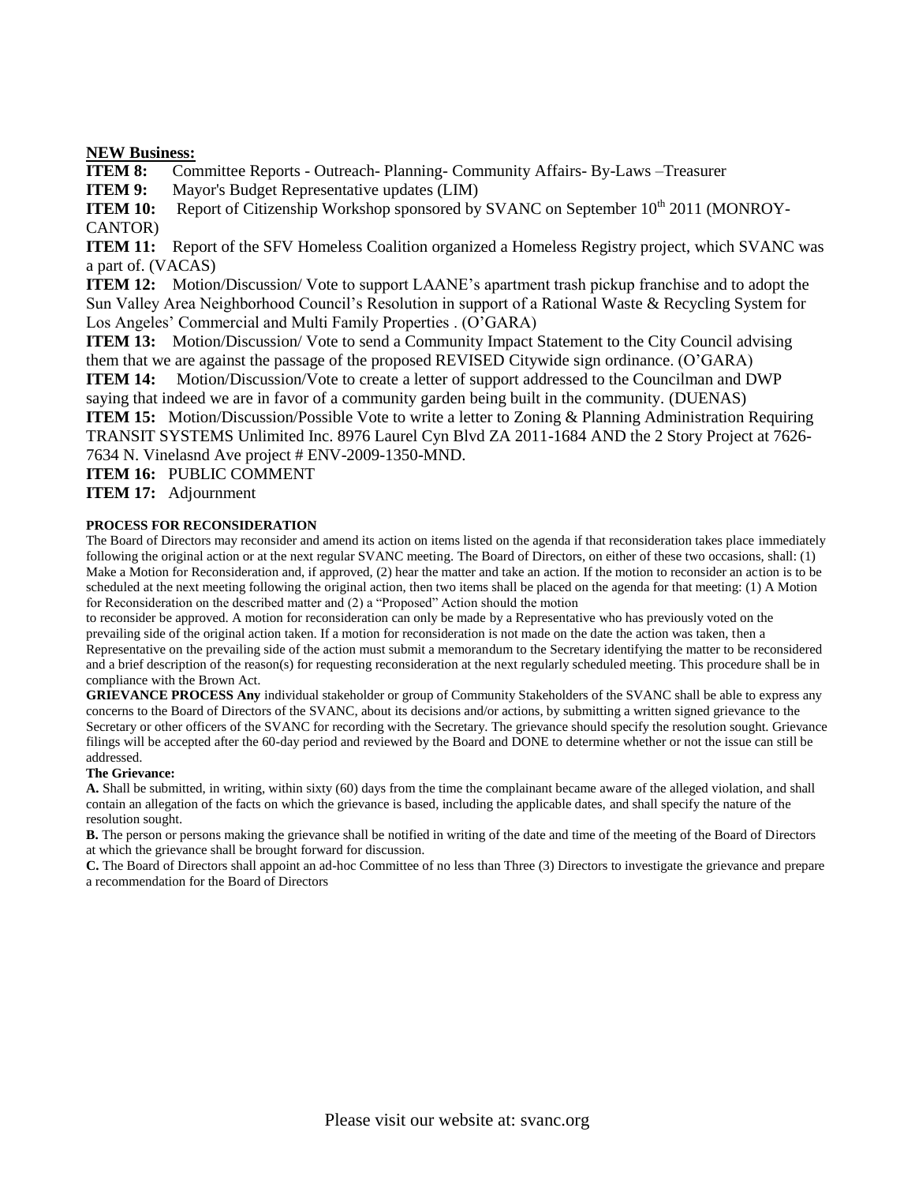**NEW Business:**

**ITEM 8:** Committee Reports - Outreach- Planning- Community Affairs- By-Laws –Treasurer

**ITEM 9:** Mayor's Budget Representative updates (LIM)

**ITEM 10:** Report of Citizenship Workshop sponsored by SVANC on September 10th 2011 (MONROY-CANTOR)

**ITEM 11:** Report of the SFV Homeless Coalition organized a Homeless Registry project, which SVANC was a part of. (VACAS)

**ITEM 12:** Motion/Discussion/ Vote to support LAANE's apartment trash pickup franchise and to adopt the Sun Valley Area Neighborhood Council's Resolution in support of a Rational Waste & Recycling System for Los Angeles' Commercial and Multi Family Properties . (O'GARA)

**ITEM 13:** Motion/Discussion/ Vote to send a Community Impact Statement to the City Council advising them that we are against the passage of the proposed REVISED Citywide sign ordinance. (O'GARA)

**ITEM 14:** Motion/Discussion/Vote to create a letter of support addressed to the Councilman and DWP saying that indeed we are in favor of a community garden being built in the community. (DUENAS)

**ITEM 15:** Motion/Discussion/Possible Vote to write a letter to Zoning & Planning Administration Requiring TRANSIT SYSTEMS Unlimited Inc. 8976 Laurel Cyn Blvd ZA 2011-1684 AND the 2 Story Project at 7626-7634 N. Vinelasnd Ave project # ENV-2009-1350-MND.

**ITEM 16:** PUBLIC COMMENT

**ITEM 17:** Adjournment

**PROCESS FOR RECONSIDERATION**

The Board of Directors may reconsider and amend its action on items listed on the agenda if that reconsideration takes place immediately following the original action or at the next regular SVANC meeting. The Board of Directors, on either of these two occasions, shall: (1) Make a Motion for Reconsideration and, if approved, (2) hear the matter and take an action. If the motion to reconsider an action is to be scheduled at the next meeting following the original action, then two items shall be placed on the agenda for that meeting: (1) A Motion for Reconsideration on the described matter and (2) a "Proposed" Action should the motion to reconsider be approved. A motion for reconsideration can only be made by a Representative who has previously voted on the prevailing side of the original action taken. If a motion for reconsideration is not made on the date the action was taken, then a Representative on the prevailing side of the action must submit a memorandum to the Secretary identifying the matter to be reconsidered and a brief description of the reason(s) for requesting reconsideration at the next regularly scheduled meeting. This procedure shall be in compliance with the Brown Act.

**GRIEVANCE PROCESS Any** individual stakeholder or group of Community Stakeholders of the SVANC shall be able to express any concerns to the Board of Directors of the SVANC, about its decisions and/or actions, by submitting a written signed grievance to the Secretary or other officers of the SVANC for recording with the Secretary. The grievance should specify the resolution sought. Grievance filings will be accepted after the 60-day period and reviewed by the Board and DONE to determine whether or not the issue can still be addressed.

**The Grievance:**

**A.** Shall be submitted, in writing, within sixty (60) days from the time the complainant became aware of the alleged violation, and shall contain an allegation of the facts on which the grievance is based, including the applicable dates, and shall specify the nature of the resolution sought.

**B.** The person or persons making the grievance shall be notified in writing of the date and time of the meeting of the Board of Directors at which the grievance shall be brought forward for discussion.

**C.** The Board of Directors shall appoint an ad-hoc Committee of no less than Three (3) Directors to investigate the grievance and prepare a recommendation for the Board of Directors

Please visit our website at: svanc.org